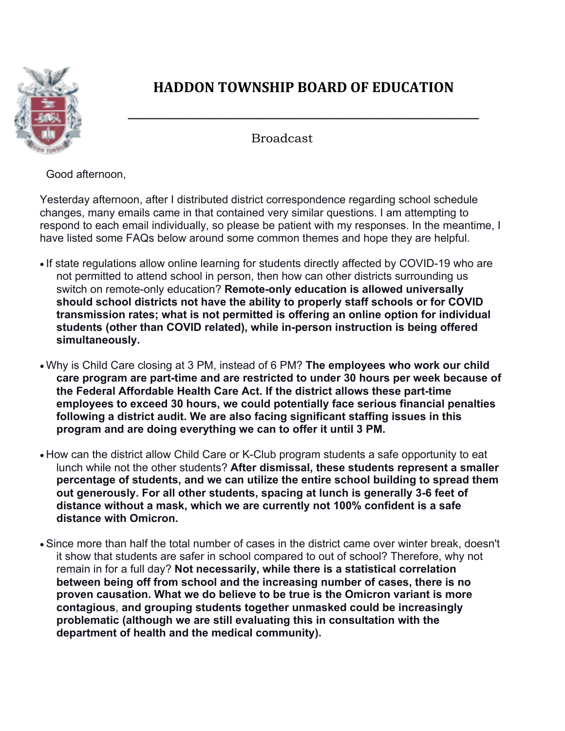# HADDON TOWNSHIP BOARD OF EDUCATION

Broadcast

Good afternoon,

Yesterday afternoon, after I distributed district correspondence regarding school schedule changes, many emails came in that contained very similar questions. I am attempting to respond to each email individually, so please be patient with my responses. In the meantime, I have listed some FAQs below around some common themes and hope they are helpful.

- If state regulations allow online learning for students directly affected by COVID-19 who are not permitted to attend school in person, then how can other districts surrounding us switch on remote-only education? **Remote-only education is allowed universally should school districts not have the ability to properly staff schools or for COVID transmission rates; what is not permitted is offering an online option for individual students (other than COVID related), while in-person instruction is being offered simultaneously.**

- Why is Child Care closing at 3 PM, instead of 6 PM? **The employees who work our child care program are part-time and are restricted to under 30 hours per week because of the Federal Affordable Health Care Act. If the district allows these part-time employees to exceed 30 hours, we could potentially face serious financial penalties following a district audit. We are also facing significant staffing issues in this program and are doing everything we can to offer it until 3 PM.**

- How can the district allow Child Care or K-Club program students a safe opportunity to eat lunch while not the other students? **After dismissal, these students represent a smaller percentage of students, and we can utilize the entire school building to spread them out generously. For all other students, spacing at lunch is generally 3-6 feet of distance without a mask, which we are currently not 100% confident is a safe distance with Omicron.**

- Since more than half the total number of cases in the district came over winter break, doesn't it show that students are safer in school compared to out of school? Therefore, why not remain in for a full day? **Not necessarily, while there is a statistical correlation between being off from school and the increasing number of cases, there is no proven causation. What we do believe to be true is the Omicron variant is more contagious, and grouping students together unmasked could be increasingly problematic (although we are still evaluating this in consultation with the department of health and the medical community).**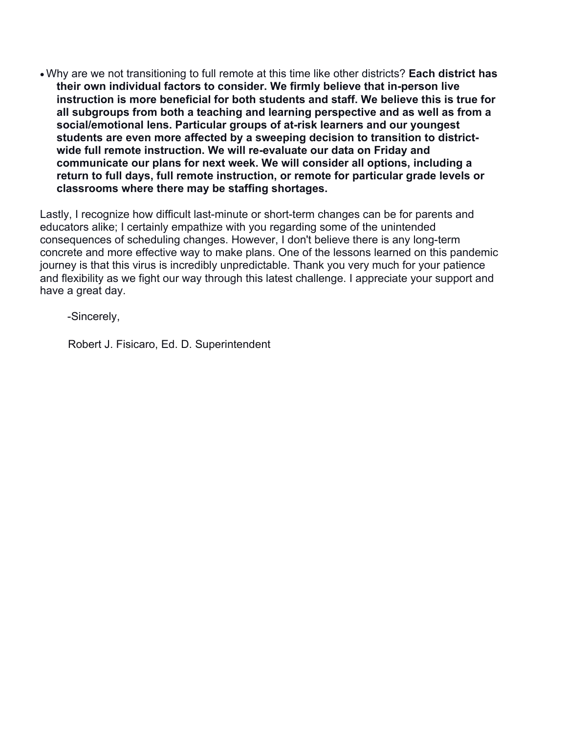- Why are we not transitioning to full remote at this time like other districts? **Each district has their own individual factors to consider. We firmly believe that in-person live instruction is more beneficial for both students and staff. We believe this is true for all subgroups from both a teaching and learning perspective and as well as from a social/emotional lens. Particular groups of at-risk learners and our youngest students are even more affected by a sweeping decision to transition to district-wide full remote instruction. We will re-evaluate our data on Friday and communicate our plans for next week. We will consider all options, including a return to full days, full remote instruction, or remote for particular grade levels or classrooms where there may be staffing shortages.**

Lastly, I recognize how difficult last-minute or short-term changes can be for parents and educators alike; I certainly empathize with you regarding some of the unintended consequences of scheduling changes. However, I don't believe there is any long-term concrete and more effective way to make plans. One of the lessons learned on this pandemic journey is that this virus is incredibly unpredictable. Thank you very much for your patience and flexibility as we fight our way through this latest challenge. I appreciate your support and have a great day.

-Sincerely,

Robert J. Fisicaro, Ed. D. Superintendent